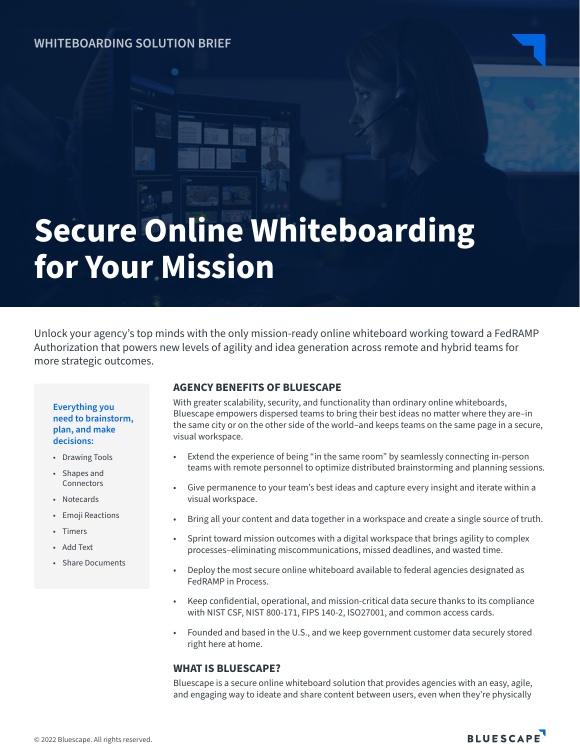WHITEBOARDING SOLUTION BRIEF

# Secure Online Whiteboarding for Your Mission

Unlock your agency's top minds with the only mission-ready online whiteboard working toward a FedRAMP Authorization that powers new levels of agility and idea generation across remote and hybrid teams for more strategic outcomes.

**Everything you need to brainstorm, plan, and make decisions:**

- Drawing Tools
- Shapes and Connectors
- Notecards
- Emoji Reactions
- Timers
- Add Text
- Share Documents

## AGENCY BENEFITS OF BLUESCAPE

With greater scalability, security, and functionality than ordinary online whiteboards, Bluescape empowers dispersed teams to bring their best ideas no matter where they are–in the same city or on the other side of the world–and keeps teams on the same page in a secure, visual workspace.

- Extend the experience of being "in the same room" by seamlessly connecting in-person teams with remote personnel to optimize distributed brainstorming and planning sessions.
- Give permanence to your team's best ideas and capture every insight and iterate within a visual workspace.
- Bring all your content and data together in a workspace and create a single source of truth.
- Sprint toward mission outcomes with a digital workspace that brings agility to complex processes–eliminating miscommunications, missed deadlines, and wasted time.
- Deploy the most secure online whiteboard available to federal agencies designated as FedRAMP in Process.
- Keep confidential, operational, and mission-critical data secure thanks to its compliance with NIST CSF, NIST 800-171, FIPS 140-2, ISO27001, and common access cards.
- Founded and based in the U.S., and we keep government customer data securely stored right here at home.

## WHAT IS BLUESCAPE?

Bluescape is a secure online whiteboard solution that provides agencies with an easy, agile, and engaging way to ideate and share content between users, even when they're physically

© 2022 Bluescape. All rights reserved.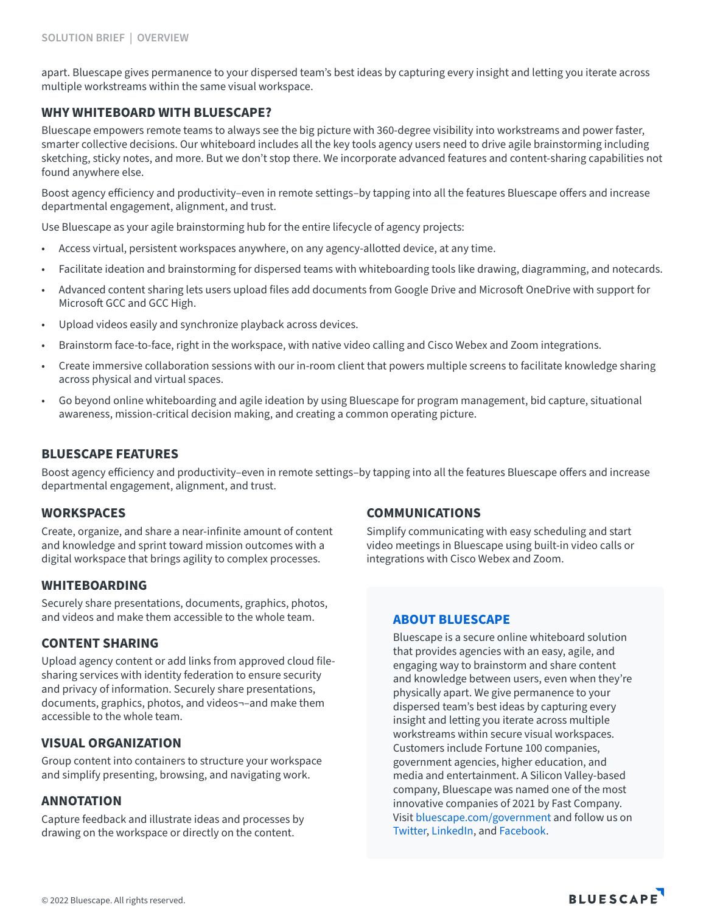apart. Bluescape gives permanence to your dispersed team's best ideas by capturing every insight and letting you iterate across multiple workstreams within the same visual workspace.

## WHY WHITEBOARD WITH BLUESCAPE?

Bluescape empowers remote teams to always see the big picture with 360-degree visibility into workstreams and power faster, smarter collective decisions. Our whiteboard includes all the key tools agency users need to drive agile brainstorming including sketching, sticky notes, and more. But we don't stop there. We incorporate advanced features and content-sharing capabilities not found anywhere else.

Boost agency efficiency and productivity–even in remote settings–by tapping into all the features Bluescape offers and increase departmental engagement, alignment, and trust.

Use Bluescape as your agile brainstorming hub for the entire lifecycle of agency projects:

- Access virtual, persistent workspaces anywhere, on any agency-allotted device, at any time.
- Facilitate ideation and brainstorming for dispersed teams with whiteboarding tools like drawing, diagramming, and notecards.
- Advanced content sharing lets users upload files add documents from Google Drive and Microsoft OneDrive with support for Microsoft GCC and GCC High.
- Upload videos easily and synchronize playback across devices.
- Brainstorm face-to-face, right in the workspace, with native video calling and Cisco Webex and Zoom integrations.
- Create immersive collaboration sessions with our in-room client that powers multiple screens to facilitate knowledge sharing across physical and virtual spaces.
- Go beyond online whiteboarding and agile ideation by using Bluescape for program management, bid capture, situational awareness, mission-critical decision making, and creating a common operating picture.

## BLUESCAPE FEATURES

Boost agency efficiency and productivity–even in remote settings–by tapping into all the features Bluescape offers and increase departmental engagement, alignment, and trust.

### WORKSPACES

Create, organize, and share a near-infinite amount of content and knowledge and sprint toward mission outcomes with a digital workspace that brings agility to complex processes.

### WHITEBOARDING

Securely share presentations, documents, graphics, photos, and videos and make them accessible to the whole team.

### CONTENT SHARING

Upload agency content or add links from approved cloud file-sharing services with identity federation to ensure security and privacy of information. Securely share presentations, documents, graphics, photos, and videos¬–and make them accessible to the whole team.

### VISUAL ORGANIZATION

Group content into containers to structure your workspace and simplify presenting, browsing, and navigating work.

### ANNOTATION

Capture feedback and illustrate ideas and processes by drawing on the workspace or directly on the content.

### COMMUNICATIONS

Simplify communicating with easy scheduling and start video meetings in Bluescape using built-in video calls or integrations with Cisco Webex and Zoom.

### ABOUT BLUESCAPE

Bluescape is a secure online whiteboard solution that provides agencies with an easy, agile, and engaging way to brainstorm and share content and knowledge between users, even when they're physically apart. We give permanence to your dispersed team's best ideas by capturing every insight and letting you iterate across multiple workstreams within secure visual workspaces. Customers include Fortune 100 companies, government agencies, higher education, and media and entertainment. A Silicon Valley-based company, Bluescape was named one of the most innovative companies of 2021 by Fast Company. Visit bluescape.com/government and follow us on Twitter, LinkedIn, and Facebook.

© 2022 Bluescape. All rights reserved.